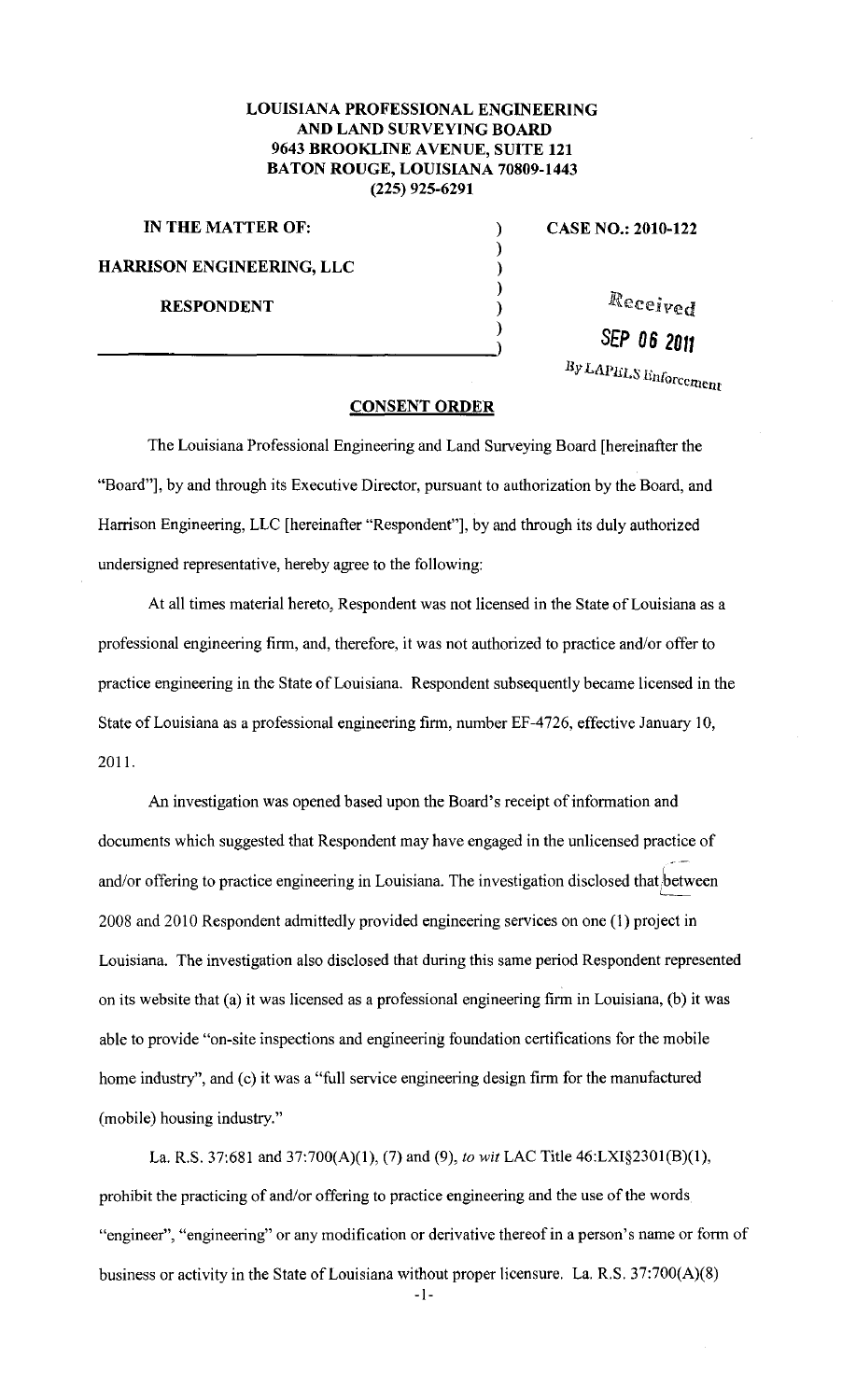**LOUISIANA PROFESSIONAL ENGINEERING AND LAND SURVEYING BOARD**
**9643 BROOKLINE AVENUE, SUITE 121**
**BATON ROUGE, LOUISIANA 70809-1443**
**(225) 925-6291**

| | | |
|---|---|---|
| **IN THE MATTER OF:** | ) | **CASE NO.: 2010-122** |
| | ) | |
| **HARRISON ENGINEERING, LLC** | ) | |
| | ) | |
| **RESPONDENT** | ) | Received |
| | ) | SEP 06 2011 |
| | ) | By LAPELS Enforcement |

## CONSENT ORDER

The Louisiana Professional Engineering and Land Surveying Board [hereinafter the "Board"], by and through its Executive Director, pursuant to authorization by the Board, and Harrison Engineering, LLC [hereinafter "Respondent"], by and through its duly authorized undersigned representative, hereby agree to the following:

At all times material hereto, Respondent was not licensed in the State of Louisiana as a professional engineering firm, and, therefore, it was not authorized to practice and/or offer to practice engineering in the State of Louisiana. Respondent subsequently became licensed in the State of Louisiana as a professional engineering firm, number EF-4726, effective January 10, 2011.

An investigation was opened based upon the Board's receipt of information and documents which suggested that Respondent may have engaged in the unlicensed practice of and/or offering to practice engineering in Louisiana. The investigation disclosed that between 2008 and 2010 Respondent admittedly provided engineering services on one (1) project in Louisiana. The investigation also disclosed that during this same period Respondent represented on its website that (a) it was licensed as a professional engineering firm in Louisiana, (b) it was able to provide "on-site inspections and engineering foundation certifications for the mobile home industry", and (c) it was a "full service engineering design firm for the manufactured (mobile) housing industry."

La. R.S. 37:681 and 37:700(A)(1), (7) and (9), *to wit* LAC Title 46:LXI§2301(B)(1), prohibit the practicing of and/or offering to practice engineering and the use of the words "engineer", "engineering" or any modification or derivative thereof in a person's name or form of business or activity in the State of Louisiana without proper licensure. La. R.S. 37:700(A)(8)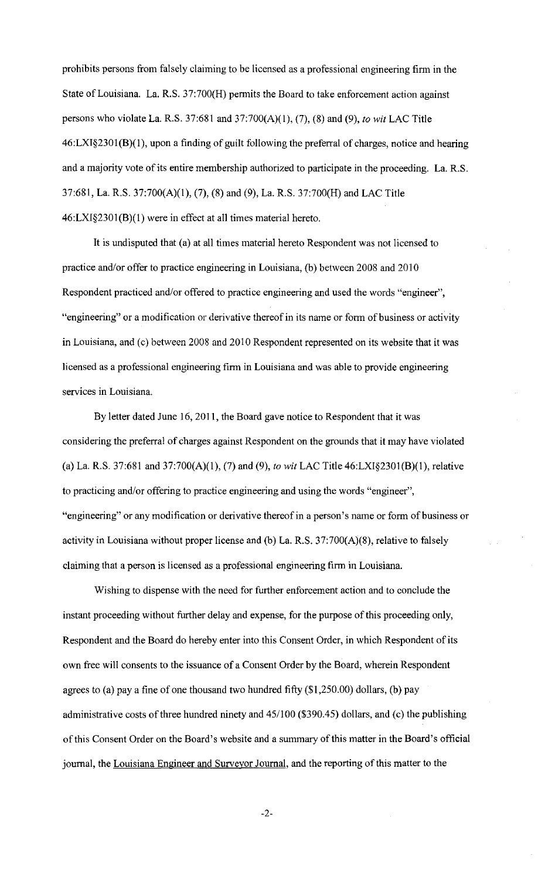prohibits persons from falsely claiming to be licensed as a professional engineering firm in the State of Louisiana. La. R.S. 37:700(H) permits the Board to take enforcement action against persons who violate La. R.S. 37:681 and 37:700(A)(1), (7), (8) and (9), *to wit* LAC Title 46:LXI§2301(B)(1), upon a finding of guilt following the preferral of charges, notice and hearing and a majority vote of its entire membership authorized to participate in the proceeding. La. R.S. 37:681, La. R.S. 37:700(A)(1), (7), (8) and (9), La. R.S. 37:700(H) and LAC Title 46:LXI§2301(B)(1) were in effect at all times material hereto.

It is undisputed that (a) at all times material hereto Respondent was not licensed to practice and/or offer to practice engineering in Louisiana, (b) between 2008 and 2010 Respondent practiced and/or offered to practice engineering and used the words "engineer", "engineering" or a modification or derivative thereof in its name or form of business or activity in Louisiana, and (c) between 2008 and 2010 Respondent represented on its website that it was licensed as a professional engineering firm in Louisiana and was able to provide engineering services in Louisiana.

By letter dated June 16, 2011, the Board gave notice to Respondent that it was considering the preferral of charges against Respondent on the grounds that it may have violated (a) La. R.S. 37:681 and 37:700(A)(1), (7) and (9), *to wit* LAC Title 46:LXI§2301(B)(1), relative to practicing and/or offering to practice engineering and using the words "engineer", "engineering" or any modification or derivative thereof in a person's name or form of business or activity in Louisiana without proper license and (b) La. R.S. 37:700(A)(8), relative to falsely claiming that a person is licensed as a professional engineering firm in Louisiana.

Wishing to dispense with the need for further enforcement action and to conclude the instant proceeding without further delay and expense, for the purpose of this proceeding only, Respondent and the Board do hereby enter into this Consent Order, in which Respondent of its own free will consents to the issuance of a Consent Order by the Board, wherein Respondent agrees to (a) pay a fine of one thousand two hundred fifty ($1,250.00) dollars, (b) pay administrative costs of three hundred ninety and 45/100 ($390.45) dollars, and (c) the publishing of this Consent Order on the Board's website and a summary of this matter in the Board's official journal, the Louisiana Engineer and Surveyor Journal, and the reporting of this matter to the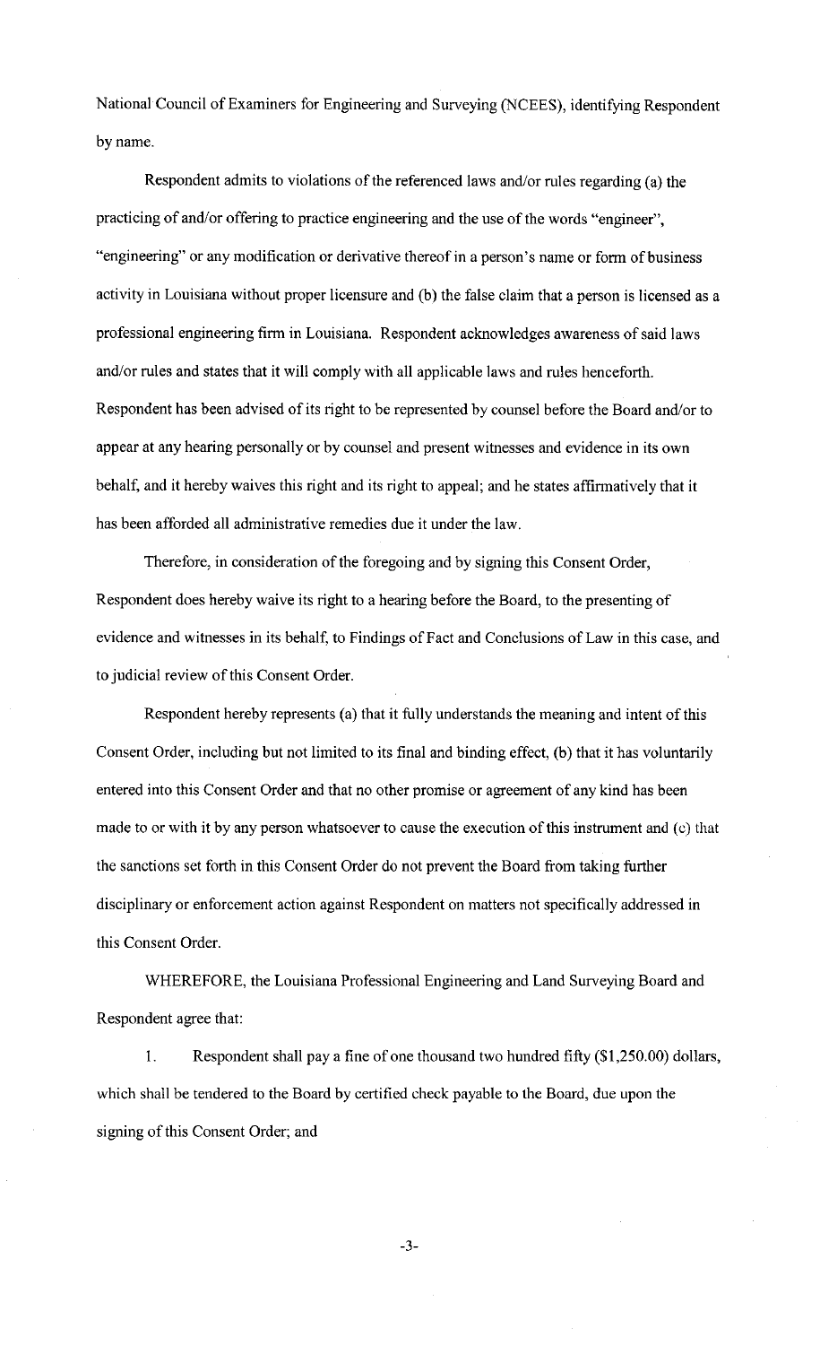National Council of Examiners for Engineering and Surveying (NCEES), identifying Respondent by name.

Respondent admits to violations of the referenced laws and/or rules regarding (a) the practicing of and/or offering to practice engineering and the use of the words "engineer", "engineering" or any modification or derivative thereof in a person's name or form of business activity in Louisiana without proper licensure and (b) the false claim that a person is licensed as a professional engineering firm in Louisiana. Respondent acknowledges awareness of said laws and/or rules and states that it will comply with all applicable laws and rules henceforth. Respondent has been advised of its right to be represented by counsel before the Board and/or to appear at any hearing personally or by counsel and present witnesses and evidence in its own behalf, and it hereby waives this right and its right to appeal; and he states affirmatively that it has been afforded all administrative remedies due it under the law.

Therefore, in consideration of the foregoing and by signing this Consent Order, Respondent does hereby waive its right to a hearing before the Board, to the presenting of evidence and witnesses in its behalf, to Findings of Fact and Conclusions of Law in this case, and to judicial review of this Consent Order.

Respondent hereby represents (a) that it fully understands the meaning and intent of this Consent Order, including but not limited to its final and binding effect, (b) that it has voluntarily entered into this Consent Order and that no other promise or agreement of any kind has been made to or with it by any person whatsoever to cause the execution of this instrument and (c) that the sanctions set forth in this Consent Order do not prevent the Board from taking further disciplinary or enforcement action against Respondent on matters not specifically addressed in this Consent Order.

WHEREFORE, the Louisiana Professional Engineering and Land Surveying Board and Respondent agree that:

1. Respondent shall pay a fine of one thousand two hundred fifty ($1,250.00) dollars, which shall be tendered to the Board by certified check payable to the Board, due upon the signing of this Consent Order; and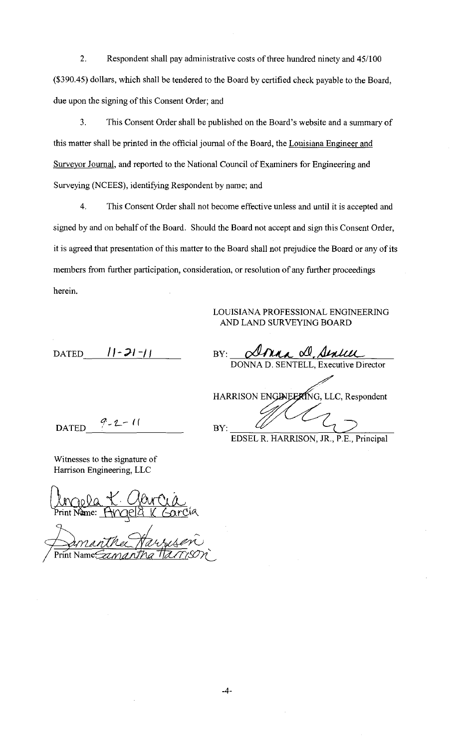2. Respondent shall pay administrative costs of three hundred ninety and 45/100 ($390.45) dollars, which shall be tendered to the Board by certified check payable to the Board, due upon the signing of this Consent Order; and

3. This Consent Order shall be published on the Board's website and a summary of this matter shall be printed in the official journal of the Board, the Louisiana Engineer and Surveyor Journal, and reported to the National Council of Examiners for Engineering and Surveying (NCEES), identifying Respondent by name; and

4. This Consent Order shall not become effective unless and until it is accepted and signed by and on behalf of the Board. Should the Board not accept and sign this Consent Order, it is agreed that presentation of this matter to the Board shall not prejudice the Board or any of its members from further participation, consideration, or resolution of any further proceedings herein.

LOUISIANA PROFESSIONAL ENGINEERING AND LAND SURVEYING BOARD

DATED 11-21-11

BY: Donna D. Sentell
DONNA D. SENTELL, Executive Director

HARRISON ENGINEERING, LLC, Respondent

DATED 9-2-11

BY: 
EDSEL R. HARRISON, JR., P.E., Principal

Witnesses to the signature of Harrison Engineering, LLC

Angela K. Garcia
Print Name: Angela K Garcia

Samantha Harrison
Print Name: Samantha Harrison